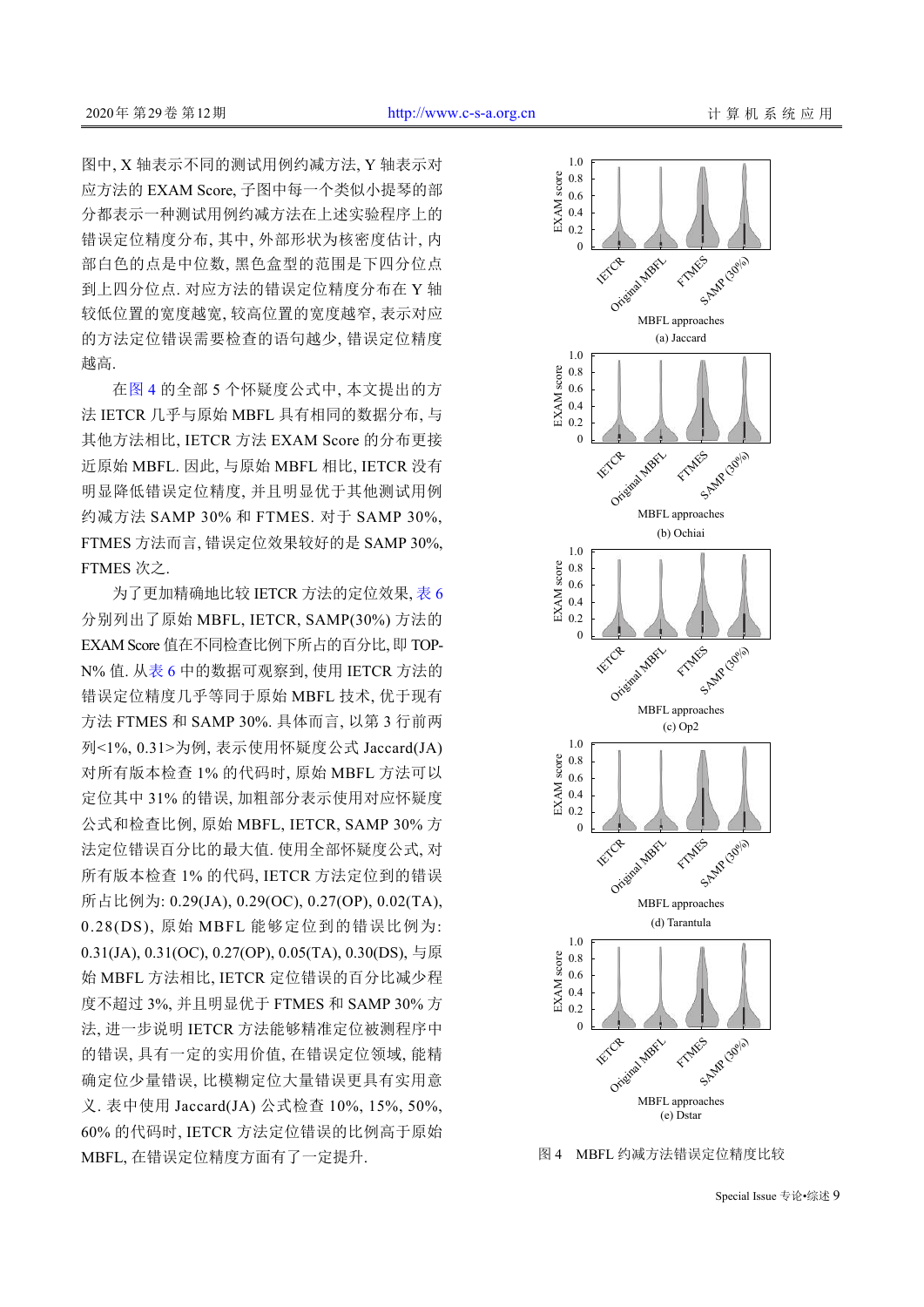图中, X 轴表示不同的测试用例约减方法, Y 轴表示对应方法的 EXAM Score, 子图中每一个类似小提琴的部分都表示一种测试用例约减方法在上述实验程序上的错误定位精度分布, 其中, 外部形状为核密度估计, 内部白色的点是中位数, 黑色盒型的范围是下四分位点到上四分位点. 对应方法的错误定位精度分布在 Y 轴较低位置的宽度越宽, 较高位置的宽度越窄, 表示对应的方法定位错误需要检查的语句越少, 错误定位精度越高.

在图 4 的全部 5 个怀疑度公式中, 本文提出的方法 IETCR 几乎与原始 MBFL 具有相同的数据分布, 与其他方法相比, IETCR 方法 EXAM Score 的分布更接近原始 MBFL. 因此, 与原始 MBFL 相比, IETCR 没有明显降低错误定位精度, 并且明显优于其他测试用例约减方法 SAMP 30% 和 FTMES. 对于 SAMP 30%, FTMES 方法而言, 错误定位效果较好的是 SAMP 30%, FTMES 次之.

为了更加精确地比较 IETCR 方法的定位效果, 表 6 分别列出了原始 MBFL, IETCR, SAMP(30%) 方法的 EXAM Score 值在不同检查比例下所占的百分比, 即 TOP-N% 值. 从表 6 中的数据可观察到, 使用 IETCR 方法的错误定位精度几乎等同于原始 MBFL 技术, 优于现有方法 FTMES 和 SAMP 30%. 具体而言, 以第 3 行前两列<1%, 0.31>为例, 表示使用怀疑度公式 Jaccard(JA) 对所有版本检查 1% 的代码时, 原始 MBFL 方法可以定位其中 31% 的错误, 加粗部分表示使用对应怀疑度公式和检查比例, 原始 MBFL, IETCR, SAMP 30% 方法定位错误百分比的最大值. 使用全部怀疑度公式, 对所有版本检查 1% 的代码, IETCR 方法定位到的错误所占比例为: 0.29(JA), 0.29(OC), 0.27(OP), 0.02(TA), 0.28(DS), 原始 MBFL 能够定位到的错误比例为: 0.31(JA), 0.31(OC), 0.27(OP), 0.05(TA), 0.30(DS), 与原始 MBFL 方法相比, IETCR 定位错误的百分比减少程度不超过 3%, 并且明显优于 FTMES 和 SAMP 30% 方法, 进一步说明 IETCR 方法能够精准定位被测程序中的错误, 具有一定的实用价值, 在错误定位领域, 能精确定位少量错误, 比模糊定位大量错误更具有实用意义. 表中使用 Jaccard(JA) 公式检查 10%, 15%, 50%, 60% 的代码时, IETCR 方法定位错误的比例高于原始 MBFL, 在错误定位精度方面有了一定提升.

(a) Jaccard

(b) Ochiai

(c) Op2

(d) Tarantula

(e) Dstar

图 4　MBFL 约减方法错误定位精度比较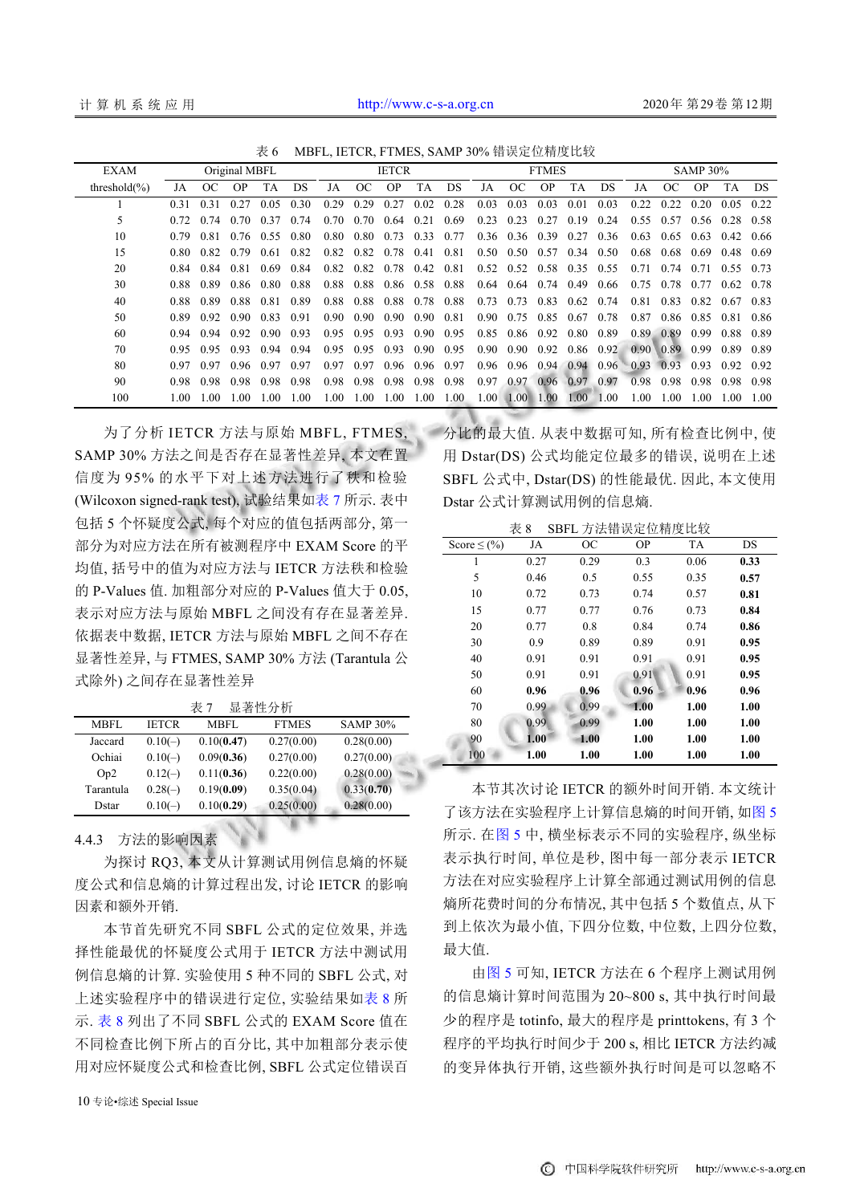表 6　MBFL, IETCR, FTMES, SAMP 30% 错误定位精度比较

| EXAM threshold(%) | Original MBFL | | | | | IETCR | | | | | FTMES | | | | | SAMP 30% | | | | |
|---|---|---|---|---|---|---|---|---|---|---|---|---|---|---|---|---|---|---|---|---|
| | JA | OC | OP | TA | DS | JA | OC | OP | TA | DS | JA | OC | OP | TA | DS | JA | OC | OP | TA | DS |
| 1 | 0.31 | 0.31 | 0.27 | 0.05 | 0.30 | 0.29 | 0.29 | 0.27 | 0.02 | 0.28 | 0.03 | 0.03 | 0.03 | 0.01 | 0.03 | 0.22 | 0.22 | 0.20 | 0.05 | 0.22 |
| 5 | 0.72 | 0.74 | 0.70 | 0.37 | 0.74 | 0.70 | 0.70 | 0.64 | 0.21 | 0.69 | 0.23 | 0.23 | 0.27 | 0.19 | 0.24 | 0.55 | 0.57 | 0.56 | 0.28 | 0.58 |
| 10 | 0.79 | 0.81 | 0.76 | 0.55 | 0.80 | 0.80 | 0.80 | 0.73 | 0.33 | 0.77 | 0.36 | 0.36 | 0.39 | 0.27 | 0.36 | 0.63 | 0.65 | 0.63 | 0.42 | 0.66 |
| 15 | 0.80 | 0.82 | 0.79 | 0.61 | 0.82 | 0.82 | 0.82 | 0.78 | 0.41 | 0.81 | 0.50 | 0.50 | 0.57 | 0.34 | 0.50 | 0.68 | 0.68 | 0.69 | 0.48 | 0.69 |
| 20 | 0.84 | 0.84 | 0.81 | 0.69 | 0.84 | 0.82 | 0.82 | 0.78 | 0.42 | 0.81 | 0.52 | 0.52 | 0.58 | 0.35 | 0.55 | 0.71 | 0.74 | 0.71 | 0.55 | 0.73 |
| 30 | 0.88 | 0.89 | 0.86 | 0.80 | 0.88 | 0.88 | 0.88 | 0.86 | 0.58 | 0.88 | 0.64 | 0.64 | 0.74 | 0.49 | 0.66 | 0.75 | 0.78 | 0.77 | 0.62 | 0.78 |
| 40 | 0.88 | 0.89 | 0.88 | 0.81 | 0.89 | 0.88 | 0.88 | 0.88 | 0.78 | 0.88 | 0.73 | 0.73 | 0.83 | 0.62 | 0.74 | 0.81 | 0.83 | 0.82 | 0.67 | 0.83 |
| 50 | 0.89 | 0.92 | 0.90 | 0.83 | 0.91 | 0.90 | 0.90 | 0.90 | 0.90 | 0.81 | 0.90 | 0.75 | 0.85 | 0.67 | 0.78 | 0.87 | 0.86 | 0.85 | 0.81 | 0.86 |
| 60 | 0.94 | 0.94 | 0.92 | 0.90 | 0.93 | 0.95 | 0.95 | 0.93 | 0.90 | 0.95 | 0.85 | 0.86 | 0.92 | 0.80 | 0.89 | 0.89 | 0.89 | 0.99 | 0.88 | 0.89 |
| 70 | 0.95 | 0.95 | 0.93 | 0.94 | 0.94 | 0.95 | 0.95 | 0.93 | 0.90 | 0.95 | 0.90 | 0.90 | 0.92 | 0.86 | 0.92 | 0.90 | 0.89 | 0.99 | 0.89 | 0.89 |
| 80 | 0.97 | 0.97 | 0.96 | 0.97 | 0.97 | 0.97 | 0.97 | 0.96 | 0.96 | 0.97 | 0.96 | 0.96 | 0.94 | 0.94 | 0.96 | 0.93 | 0.93 | 0.93 | 0.92 | 0.92 |
| 90 | 0.98 | 0.98 | 0.98 | 0.98 | 0.98 | 0.98 | 0.98 | 0.98 | 0.98 | 0.98 | 0.97 | 0.97 | 0.96 | 0.97 | 0.97 | 0.98 | 0.98 | 0.98 | 0.98 | 0.98 |
| 100 | 1.00 | 1.00 | 1.00 | 1.00 | 1.00 | 1.00 | 1.00 | 1.00 | 1.00 | 1.00 | 1.00 | 1.00 | 1.00 | 1.00 | 1.00 | 1.00 | 1.00 | 1.00 | 1.00 | 1.00 |

为了分析 IETCR 方法与原始 MBFL, FTMES, SAMP 30% 方法之间是否存在显著性差异, 本文在置信度为 95% 的水平下对上述方法进行了秩和检验 (Wilcoxon signed-rank test), 试验结果如表 7 所示. 表中包括 5 个怀疑度公式, 每个对应的值包括两部分, 第一部分为对应方法在所有被测程序中 EXAM Score 的平均值, 括号中的值为对应方法与 IETCR 方法秩和检验的 P-Values 值. 加粗部分对应的 P-Values 值大于 0.05, 表示对应方法与原始 MBFL 之间没有存在显著差异. 依据表中数据, IETCR 方法与原始 MBFL 之间不存在显著性差异, 与 FTMES, SAMP 30% 方法 (Tarantula 公式除外) 之间存在显著差异

表 7　显著性分析

| MBFL | IETCR | MBFL | FTMES | SAMP 30% |
|---|---|---|---|---|
| Jaccard | 0.10(–) | 0.10(**0.47**) | 0.27(0.00) | 0.28(0.00) |
| Ochiai | 0.10(–) | 0.09(**0.36**) | 0.27(0.00) | 0.27(0.00) |
| Op2 | 0.12(–) | 0.11(**0.36**) | 0.22(0.00) | 0.28(0.00) |
| Tarantula | 0.28(–) | 0.19(**0.09**) | 0.35(0.04) | 0.33(**0.70**) |
| Dstar | 0.10(–) | 0.10(**0.29**) | 0.25(0.00) | 0.28(0.00) |

#### 4.4.3　方法的影响因素

为探讨 RQ3, 本文从计算测试用例信息熵的怀疑度公式和信息熵的计算过程出发, 讨论 IETCR 的影响因素和额外开销.

本节首先研究不同 SBFL 公式的定位效果, 并选择性能最优的怀疑度公式用于 IETCR 方法中测试用例信息熵的计算. 实验使用 5 种不同的 SBFL 公式, 对上述实验程序中的错误进行定位, 实验结果如表 8 所示. 表 8 列出了不同 SBFL 公式的 EXAM Score 值在不同检查比例下所占的百分比, 其中加粗部分表示使用对应怀疑度公式和检查比例, SBFL 公式定位错误百分比的最大值. 从表中数据可知, 所有检查比例中, 使用 Dstar(DS) 公式均能定位最多的错误, 说明在上述 SBFL 公式中, Dstar(DS) 的性能最优. 因此, 本文使用 Dstar 公式计算测试用例的信息熵.

表 8　SBFL 方法错误定位精度比较

| Score ≤ (%) | JA | OC | OP | TA | DS |
|---|---|---|---|---|---|
| 1 | 0.27 | 0.29 | 0.3 | 0.06 | **0.33** |
| 5 | 0.46 | 0.5 | 0.55 | 0.35 | **0.57** |
| 10 | 0.72 | 0.73 | 0.74 | 0.57 | **0.81** |
| 15 | 0.77 | 0.77 | 0.76 | 0.73 | **0.84** |
| 20 | 0.77 | 0.8 | 0.84 | 0.74 | **0.86** |
| 30 | 0.9 | 0.89 | 0.89 | 0.91 | **0.95** |
| 40 | 0.91 | 0.91 | 0.91 | 0.91 | **0.95** |
| 50 | 0.91 | 0.91 | 0.91 | 0.91 | **0.95** |
| 60 | **0.96** | **0.96** | **0.96** | **0.96** | **0.96** |
| 70 | 0.99 | 0.99 | **1.00** | **1.00** | **1.00** |
| 80 | 0.99 | 0.99 | **1.00** | **1.00** | **1.00** |
| 90 | **1.00** | **1.00** | **1.00** | **1.00** | **1.00** |
| 100 | **1.00** | **1.00** | **1.00** | **1.00** | **1.00** |

本节其次讨论 IETCR 的额外时间开销. 本文统计了该方法在实验程序上计算信息熵的时间开销, 如图 5 所示. 在图 5 中, 横坐标表示不同的实验程序, 纵坐标表示执行时间, 单位是秒, 图中每一部分表示 IETCR 方法在对应实验程序上计算全部通过测试用例的信息熵所花费时间的分布情况, 其中包括 5 个数值点, 从下到上依次为最小值, 下四分位数, 中位数, 上四分位数, 最大值.

由图 5 可知, IETCR 方法在 6 个程序上测试用例的信息熵计算时间范围为 20~800 s, 其中执行时间最少的程序是 totinfo, 最大的程序是 printtokens, 有 3 个程序的平均执行时间少于 200 s, 相比 IETCR 方法约减的变异体执行开销, 这些额外执行时间是可以忽略不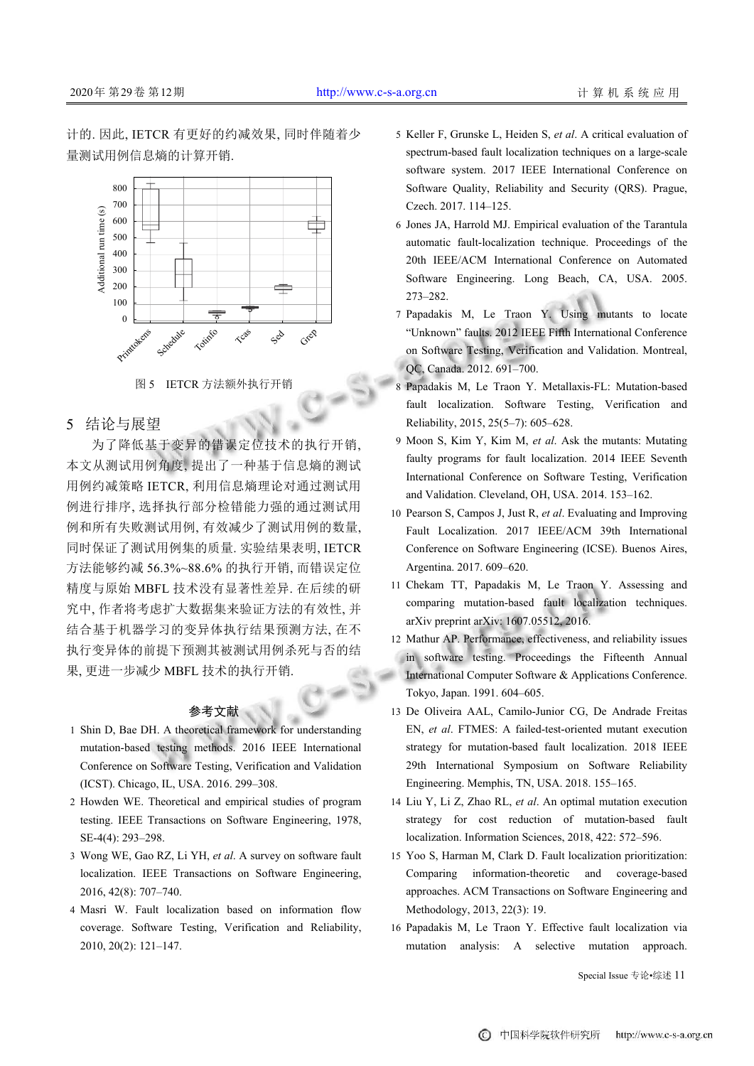计的. 因此, IETCR 有更好的约减效果, 同时伴随着少量测试用例信息熵的计算开销.

图 5 IETCR 方法额外执行开销

## 5 结论与展望

为了降低基于变异的错误定位技术的执行开销, 本文从测试用例角度, 提出了一种基于信息熵的测试用例约减策略 IETCR, 利用信息熵理论对通过测试用例进行排序, 选择执行部分检错能力强的通过测试用例和所有失败测试用例, 有效减少了测试用例的数量, 同时保证了测试用例集的质量. 实验结果表明, IETCR 方法能够约减 56.3%~88.6% 的执行开销, 而错误定位精度与原始 MBFL 技术没有显著性差异. 在后续的研究中, 作者将考虑扩大数据集来验证方法的有效性, 并结合基于机器学习的变异体执行结果预测方法, 在不执行变异体的前提下预测其被测试用例杀死与否的结果, 更进一步减少 MBFL 技术的执行开销.

## 参考文献

1. Shin D, Bae DH. A theoretical framework for understanding mutation-based testing methods. 2016 IEEE International Conference on Software Testing, Verification and Validation (ICST). Chicago, IL, USA. 2016. 299–308.
2. Howden WE. Theoretical and empirical studies of program testing. IEEE Transactions on Software Engineering, 1978, SE-4(4): 293–298.
3. Wong WE, Gao RZ, Li YH, *et al*. A survey on software fault localization. IEEE Transactions on Software Engineering, 2016, 42(8): 707–740.
4. Masri W. Fault localization based on information flow coverage. Software Testing, Verification and Reliability, 2010, 20(2): 121–147.
5. Keller F, Grunske L, Heiden S, *et al*. A critical evaluation of spectrum-based fault localization techniques on a large-scale software system. 2017 IEEE International Conference on Software Quality, Reliability and Security (QRS). Prague, Czech. 2017. 114–125.
6. Jones JA, Harrold MJ. Empirical evaluation of the Tarantula automatic fault-localization technique. Proceedings of the 20th IEEE/ACM International Conference on Automated Software Engineering. Long Beach, CA, USA. 2005. 273–282.
7. Papadakis M, Le Traon Y. Using mutants to locate "Unknown" faults. 2012 IEEE Fifth International Conference on Software Testing, Verification and Validation. Montreal, QC, Canada. 2012. 691–700.
8. Papadakis M, Le Traon Y. Metallaxis-FL: Mutation-based fault localization. Software Testing, Verification and Reliability, 2015, 25(5–7): 605–628.
9. Moon S, Kim Y, Kim M, *et al*. Ask the mutants: Mutating faulty programs for fault localization. 2014 IEEE Seventh International Conference on Software Testing, Verification and Validation. Cleveland, OH, USA. 2014. 153–162.
10. Pearson S, Campos J, Just R, *et al*. Evaluating and Improving Fault Localization. 2017 IEEE/ACM 39th International Conference on Software Engineering (ICSE). Buenos Aires, Argentina. 2017. 609–620.
11. Chekam TT, Papadakis M, Le Traon Y. Assessing and comparing mutation-based fault localization techniques. arXiv preprint arXiv: 1607.05512, 2016.
12. Mathur AP. Performance, effectiveness, and reliability issues in software testing. Proceedings the Fifteenth Annual International Computer Software & Applications Conference. Tokyo, Japan. 1991. 604–605.
13. De Oliveira AAL, Camilo-Junior CG, De Andrade Freitas EN, *et al*. FTMES: A failed-test-oriented mutant execution strategy for mutation-based fault localization. 2018 IEEE 29th International Symposium on Software Reliability Engineering. Memphis, TN, USA. 2018. 155–165.
14. Liu Y, Li Z, Zhao RL, *et al*. An optimal mutation execution strategy for cost reduction of mutation-based fault localization. Information Sciences, 2018, 422: 572–596.
15. Yoo S, Harman M, Clark D. Fault localization prioritization: Comparing information-theoretic and coverage-based approaches. ACM Transactions on Software Engineering and Methodology, 2013, 22(3): 19.
16. Papadakis M, Le Traon Y. Effective fault localization via mutation analysis: A selective mutation approach.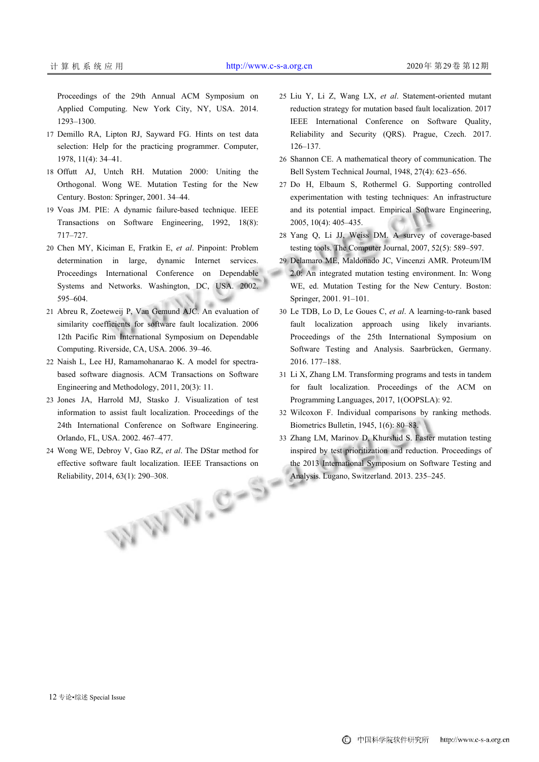Proceedings of the 29th Annual ACM Symposium on Applied Computing. New York City, NY, USA. 2014. 1293–1300.

17 Demillo RA, Lipton RJ, Sayward FG. Hints on test data selection: Help for the practicing programmer. Computer, 1978, 11(4): 34–41.

18 Offutt AJ, Untch RH. Mutation 2000: Uniting the Orthogonal. Wong WE. Mutation Testing for the New Century. Boston: Springer, 2001. 34–44.

19 Voas JM. PIE: A dynamic failure-based technique. IEEE Transactions on Software Engineering, 1992, 18(8): 717–727.

20 Chen MY, Kiciman E, Fratkin E, *et al*. Pinpoint: Problem determination in large, dynamic Internet services. Proceedings International Conference on Dependable Systems and Networks. Washington, DC, USA. 2002. 595–604.

21 Abreu R, Zoeteweij P, Van Gemund AJC. An evaluation of similarity coefficients for software fault localization. 2006 12th Pacific Rim International Symposium on Dependable Computing. Riverside, CA, USA. 2006. 39–46.

22 Naish L, Lee HJ, Ramamohanarao K. A model for spectra-based software diagnosis. ACM Transactions on Software Engineering and Methodology, 2011, 20(3): 11.

23 Jones JA, Harrold MJ, Stasko J. Visualization of test information to assist fault localization. Proceedings of the 24th International Conference on Software Engineering. Orlando, FL, USA. 2002. 467–477.

24 Wong WE, Debroy V, Gao RZ, *et al*. The DStar method for effective software fault localization. IEEE Transactions on Reliability, 2014, 63(1): 290–308.

25 Liu Y, Li Z, Wang LX, *et al*. Statement-oriented mutant reduction strategy for mutation based fault localization. 2017 IEEE International Conference on Software Quality, Reliability and Security (QRS). Prague, Czech. 2017. 126–137.

26 Shannon CE. A mathematical theory of communication. The Bell System Technical Journal, 1948, 27(4): 623–656.

27 Do H, Elbaum S, Rothermel G. Supporting controlled experimentation with testing techniques: An infrastructure and its potential impact. Empirical Software Engineering, 2005, 10(4): 405–435.

28 Yang Q, Li JJ, Weiss DM. A survey of coverage-based testing tools. The Computer Journal, 2007, 52(5): 589–597.

29 Delamaro ME, Maldonado JC, Vincenzi AMR. Proteum/IM 2.0: An integrated mutation testing environment. In: Wong WE, ed. Mutation Testing for the New Century. Boston: Springer, 2001. 91–101.

30 Le TDB, Lo D, Le Goues C, *et al*. A learning-to-rank based fault localization approach using likely invariants. Proceedings of the 25th International Symposium on Software Testing and Analysis. Saarbrücken, Germany. 2016. 177–188.

31 Li X, Zhang LM. Transforming programs and tests in tandem for fault localization. Proceedings of the ACM on Programming Languages, 2017, 1(OOPSLA): 92.

32 Wilcoxon F. Individual comparisons by ranking methods. Biometrics Bulletin, 1945, 1(6): 80–83.

33 Zhang LM, Marinov D, Khurshid S. Faster mutation testing inspired by test prioritization and reduction. Proceedings of the 2013 International Symposium on Software Testing and Analysis. Lugano, Switzerland. 2013. 235–245.